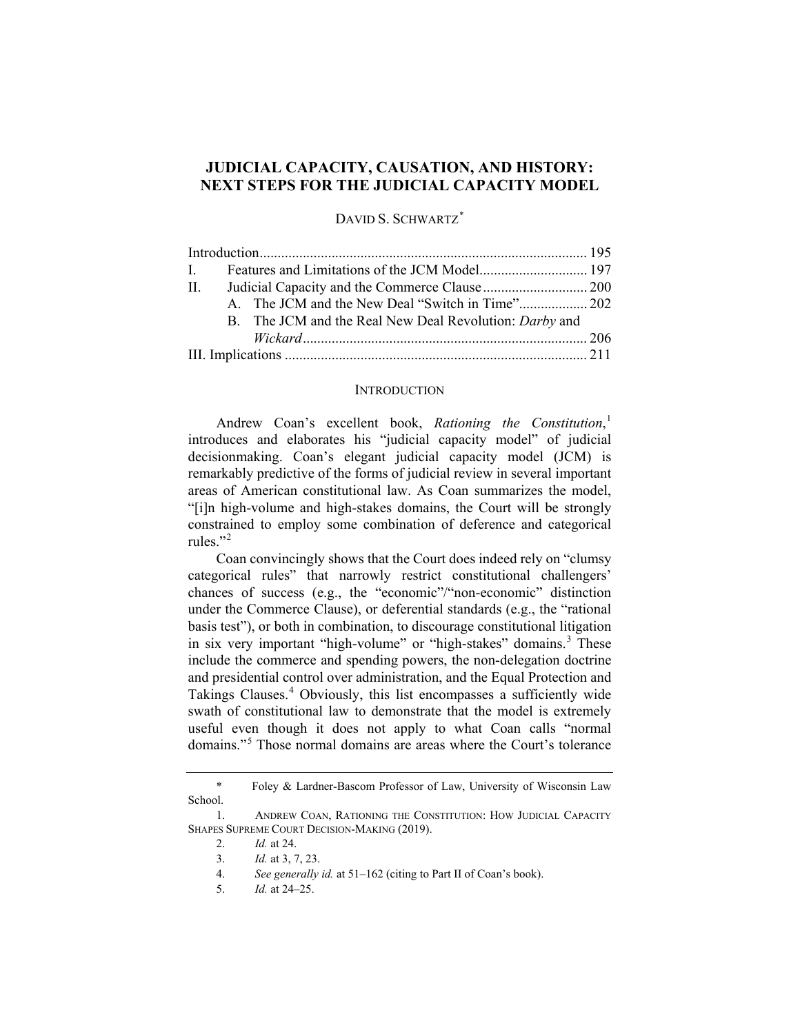# JUDICIAL CAPACITY, CAUSATION, AND HISTORY: NEXT STEPS FOR THE JUDICIAL CAPACITY MODEL

DAVID S. SCHWARTZ[*]

| | |
|---|---|
| Introduction | 195 |
| I. Features and Limitations of the JCM Model | 197 |
| II. Judicial Capacity and the Commerce Clause | 200 |
| A. The JCM and the New Deal "Switch in Time" | 202 |
| B. The JCM and the Real New Deal Revolution: *Darby* and *Wickard* | 206 |
| III. Implications | 211 |

## INTRODUCTION

Andrew Coan's excellent book, *Rationing the Constitution*,[1] introduces and elaborates his "judicial capacity model" of judicial decisionmaking. Coan's elegant judicial capacity model (JCM) is remarkably predictive of the forms of judicial review in several important areas of American constitutional law. As Coan summarizes the model, "[i]n high-volume and high-stakes domains, the Court will be strongly constrained to employ some combination of deference and categorical rules."[2]

Coan convincingly shows that the Court does indeed rely on "clumsy categorical rules" that narrowly restrict constitutional challengers' chances of success (e.g., the "economic"/"non-economic" distinction under the Commerce Clause), or deferential standards (e.g., the "rational basis test"), or both in combination, to discourage constitutional litigation in six very important "high-volume" or "high-stakes" domains.[3] These include the commerce and spending powers, the non-delegation doctrine and presidential control over administration, and the Equal Protection and Takings Clauses.[4] Obviously, this list encompasses a sufficiently wide swath of constitutional law to demonstrate that the model is extremely useful even though it does not apply to what Coan calls "normal domains."[5] Those normal domains are areas where the Court's tolerance

---

\* Foley & Lardner-Bascom Professor of Law, University of Wisconsin Law School.

1. ANDREW COAN, RATIONING THE CONSTITUTION: HOW JUDICIAL CAPACITY SHAPES SUPREME COURT DECISION-MAKING (2019).

2. *Id.* at 24.

3. *Id.* at 3, 7, 23.

4. *See generally id.* at 51–162 (citing to Part II of Coan's book).

5. *Id.* at 24–25.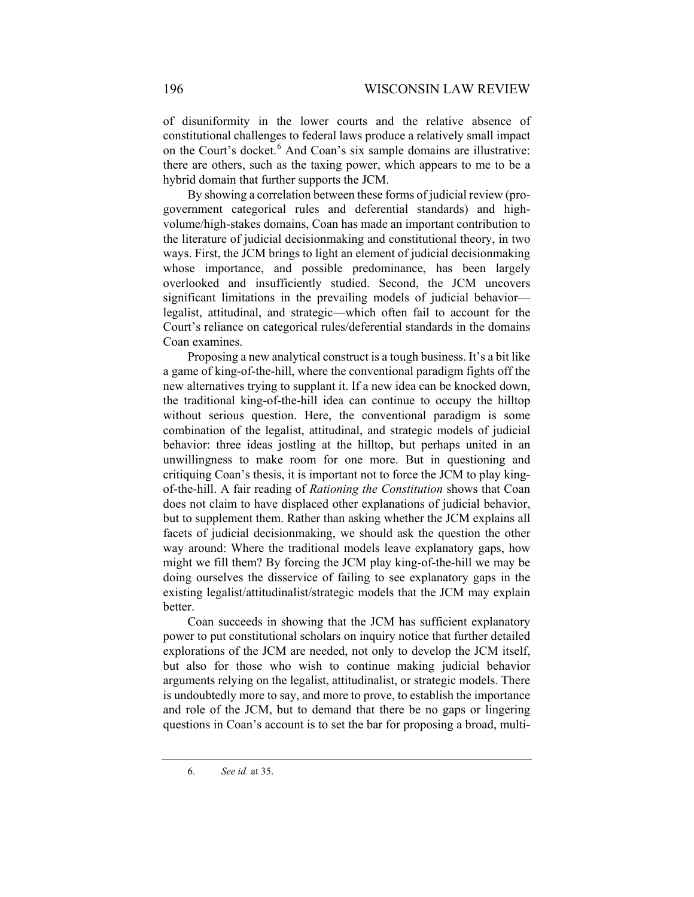of disuniformity in the lower courts and the relative absence of constitutional challenges to federal laws produce a relatively small impact on the Court's docket.[6] And Coan's six sample domains are illustrative: there are others, such as the taxing power, which appears to me to be a hybrid domain that further supports the JCM.

By showing a correlation between these forms of judicial review (pro-government categorical rules and deferential standards) and high-volume/high-stakes domains, Coan has made an important contribution to the literature of judicial decisionmaking and constitutional theory, in two ways. First, the JCM brings to light an element of judicial decisionmaking whose importance, and possible predominance, has been largely overlooked and insufficiently studied. Second, the JCM uncovers significant limitations in the prevailing models of judicial behavior—legalist, attitudinal, and strategic—which often fail to account for the Court's reliance on categorical rules/deferential standards in the domains Coan examines.

Proposing a new analytical construct is a tough business. It's a bit like a game of king-of-the-hill, where the conventional paradigm fights off the new alternatives trying to supplant it. If a new idea can be knocked down, the traditional king-of-the-hill idea can continue to occupy the hilltop without serious question. Here, the conventional paradigm is some combination of the legalist, attitudinal, and strategic models of judicial behavior: three ideas jostling at the hilltop, but perhaps united in an unwillingness to make room for one more. But in questioning and critiquing Coan's thesis, it is important not to force the JCM to play king-of-the-hill. A fair reading of *Rationing the Constitution* shows that Coan does not claim to have displaced other explanations of judicial behavior, but to supplement them. Rather than asking whether the JCM explains all facets of judicial decisionmaking, we should ask the question the other way around: Where the traditional models leave explanatory gaps, how might we fill them? By forcing the JCM play king-of-the-hill we may be doing ourselves the disservice of failing to see explanatory gaps in the existing legalist/attitudinalist/strategic models that the JCM may explain better.

Coan succeeds in showing that the JCM has sufficient explanatory power to put constitutional scholars on inquiry notice that further detailed explorations of the JCM are needed, not only to develop the JCM itself, but also for those who wish to continue making judicial behavior arguments relying on the legalist, attitudinalist, or strategic models. There is undoubtedly more to say, and more to prove, to establish the importance and role of the JCM, but to demand that there be no gaps or lingering questions in Coan's account is to set the bar for proposing a broad, multi-

6. *See id.* at 35.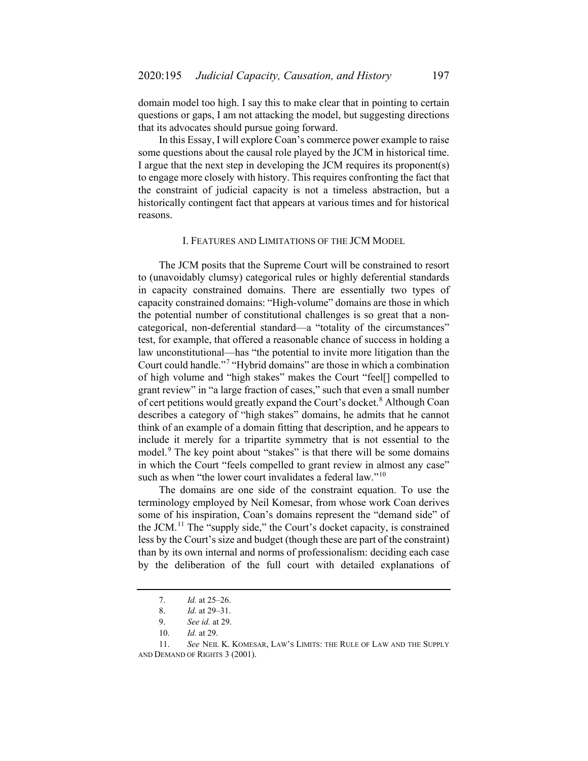domain model too high. I say this to make clear that in pointing to certain questions or gaps, I am not attacking the model, but suggesting directions that its advocates should pursue going forward.

In this Essay, I will explore Coan's commerce power example to raise some questions about the causal role played by the JCM in historical time. I argue that the next step in developing the JCM requires its proponent(s) to engage more closely with history. This requires confronting the fact that the constraint of judicial capacity is not a timeless abstraction, but a historically contingent fact that appears at various times and for historical reasons.

## I. FEATURES AND LIMITATIONS OF THE JCM MODEL

The JCM posits that the Supreme Court will be constrained to resort to (unavoidably clumsy) categorical rules or highly deferential standards in capacity constrained domains. There are essentially two types of capacity constrained domains: "High-volume" domains are those in which the potential number of constitutional challenges is so great that a non-categorical, non-deferential standard—a "totality of the circumstances" test, for example, that offered a reasonable chance of success in holding a law unconstitutional—has "the potential to invite more litigation than the Court could handle."[7] "Hybrid domains" are those in which a combination of high volume and "high stakes" makes the Court "feel[] compelled to grant review" in "a large fraction of cases," such that even a small number of cert petitions would greatly expand the Court's docket.[8] Although Coan describes a category of "high stakes" domains, he admits that he cannot think of an example of a domain fitting that description, and he appears to include it merely for a tripartite symmetry that is not essential to the model.[9] The key point about "stakes" is that there will be some domains in which the Court "feels compelled to grant review in almost any case" such as when "the lower court invalidates a federal law."[10]

The domains are one side of the constraint equation. To use the terminology employed by Neil Komesar, from whose work Coan derives some of his inspiration, Coan's domains represent the "demand side" of the JCM.[11] The "supply side," the Court's docket capacity, is constrained less by the Court's size and budget (though these are part of the constraint) than by its own internal and norms of professionalism: deciding each case by the deliberation of the full court with detailed explanations of

---

7. *Id.* at 25–26.

8. *Id.* at 29–31.

9. *See id.* at 29.

10. *Id.* at 29.

11. *See* NEIL K. KOMESAR, LAW'S LIMITS: THE RULE OF LAW AND THE SUPPLY AND DEMAND OF RIGHTS 3 (2001).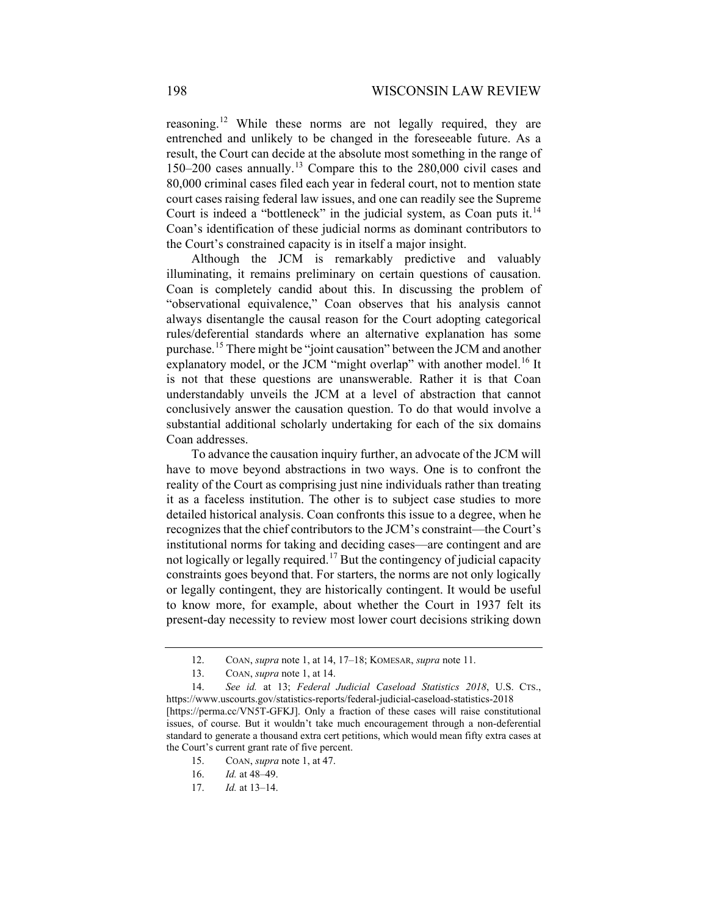reasoning.[12] While these norms are not legally required, they are entrenched and unlikely to be changed in the foreseeable future. As a result, the Court can decide at the absolute most something in the range of 150–200 cases annually.[13] Compare this to the 280,000 civil cases and 80,000 criminal cases filed each year in federal court, not to mention state court cases raising federal law issues, and one can readily see the Supreme Court is indeed a "bottleneck" in the judicial system, as Coan puts it.[14] Coan's identification of these judicial norms as dominant contributors to the Court's constrained capacity is in itself a major insight.

Although the JCM is remarkably predictive and valuably illuminating, it remains preliminary on certain questions of causation. Coan is completely candid about this. In discussing the problem of "observational equivalence," Coan observes that his analysis cannot always disentangle the causal reason for the Court adopting categorical rules/deferential standards where an alternative explanation has some purchase.[15] There might be "joint causation" between the JCM and another explanatory model, or the JCM "might overlap" with another model.[16] It is not that these questions are unanswerable. Rather it is that Coan understandably unveils the JCM at a level of abstraction that cannot conclusively answer the causation question. To do that would involve a substantial additional scholarly undertaking for each of the six domains Coan addresses.

To advance the causation inquiry further, an advocate of the JCM will have to move beyond abstractions in two ways. One is to confront the reality of the Court as comprising just nine individuals rather than treating it as a faceless institution. The other is to subject case studies to more detailed historical analysis. Coan confronts this issue to a degree, when he recognizes that the chief contributors to the JCM's constraint—the Court's institutional norms for taking and deciding cases—are contingent and are not logically or legally required.[17] But the contingency of judicial capacity constraints goes beyond that. For starters, the norms are not only logically or legally contingent, they are historically contingent. It would be useful to know more, for example, about whether the Court in 1937 felt its present-day necessity to review most lower court decisions striking down

---

12. COAN, *supra* note 1, at 14, 17–18; KOMESAR, *supra* note 11.

13. COAN, *supra* note 1, at 14.

14. *See id.* at 13; *Federal Judicial Caseload Statistics 2018*, U.S. CTS., https://www.uscourts.gov/statistics-reports/federal-judicial-caseload-statistics-2018 [https://perma.cc/VN5T-GFKJ]. Only a fraction of these cases will raise constitutional issues, of course. But it wouldn't take much encouragement through a non-deferential standard to generate a thousand extra cert petitions, which would mean fifty extra cases at the Court's current grant rate of five percent.

15. COAN, *supra* note 1, at 47.

16. *Id.* at 48–49.

17. *Id.* at 13–14.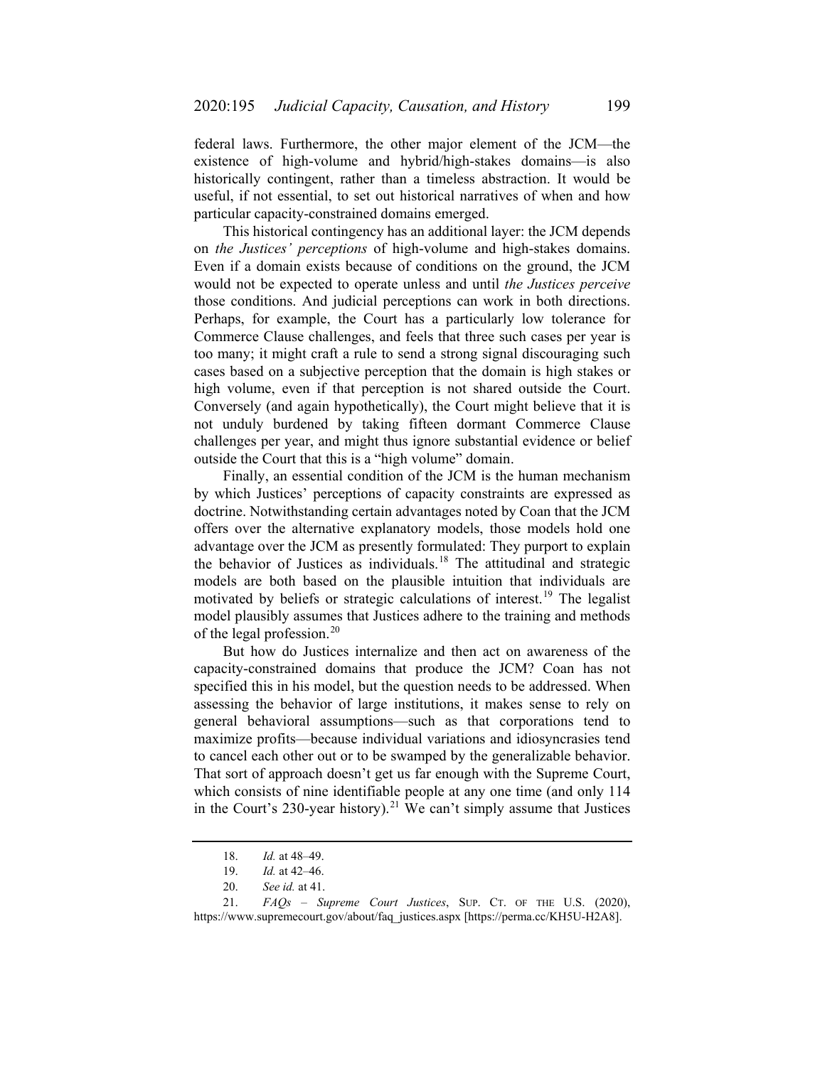federal laws. Furthermore, the other major element of the JCM—the existence of high-volume and hybrid/high-stakes domains—is also historically contingent, rather than a timeless abstraction. It would be useful, if not essential, to set out historical narratives of when and how particular capacity-constrained domains emerged.

This historical contingency has an additional layer: the JCM depends on *the Justices' perceptions* of high-volume and high-stakes domains. Even if a domain exists because of conditions on the ground, the JCM would not be expected to operate unless and until *the Justices perceive* those conditions. And judicial perceptions can work in both directions. Perhaps, for example, the Court has a particularly low tolerance for Commerce Clause challenges, and feels that three such cases per year is too many; it might craft a rule to send a strong signal discouraging such cases based on a subjective perception that the domain is high stakes or high volume, even if that perception is not shared outside the Court. Conversely (and again hypothetically), the Court might believe that it is not unduly burdened by taking fifteen dormant Commerce Clause challenges per year, and might thus ignore substantial evidence or belief outside the Court that this is a "high volume" domain.

Finally, an essential condition of the JCM is the human mechanism by which Justices' perceptions of capacity constraints are expressed as doctrine. Notwithstanding certain advantages noted by Coan that the JCM offers over the alternative explanatory models, those models hold one advantage over the JCM as presently formulated: They purport to explain the behavior of Justices as individuals.[18] The attitudinal and strategic models are both based on the plausible intuition that individuals are motivated by beliefs or strategic calculations of interest.[19] The legalist model plausibly assumes that Justices adhere to the training and methods of the legal profession.[20]

But how do Justices internalize and then act on awareness of the capacity-constrained domains that produce the JCM? Coan has not specified this in his model, but the question needs to be addressed. When assessing the behavior of large institutions, it makes sense to rely on general behavioral assumptions—such as that corporations tend to maximize profits—because individual variations and idiosyncrasies tend to cancel each other out or to be swamped by the generalizable behavior. That sort of approach doesn't get us far enough with the Supreme Court, which consists of nine identifiable people at any one time (and only 114 in the Court's 230-year history).[21] We can't simply assume that Justices

---

18. *Id.* at 48–49.

19. *Id.* at 42–46.

20. *See id.* at 41.

21. *FAQs – Supreme Court Justices*, SUP. CT. OF THE U.S. (2020), https://www.supremecourt.gov/about/faq_justices.aspx [https://perma.cc/KH5U-H2A8].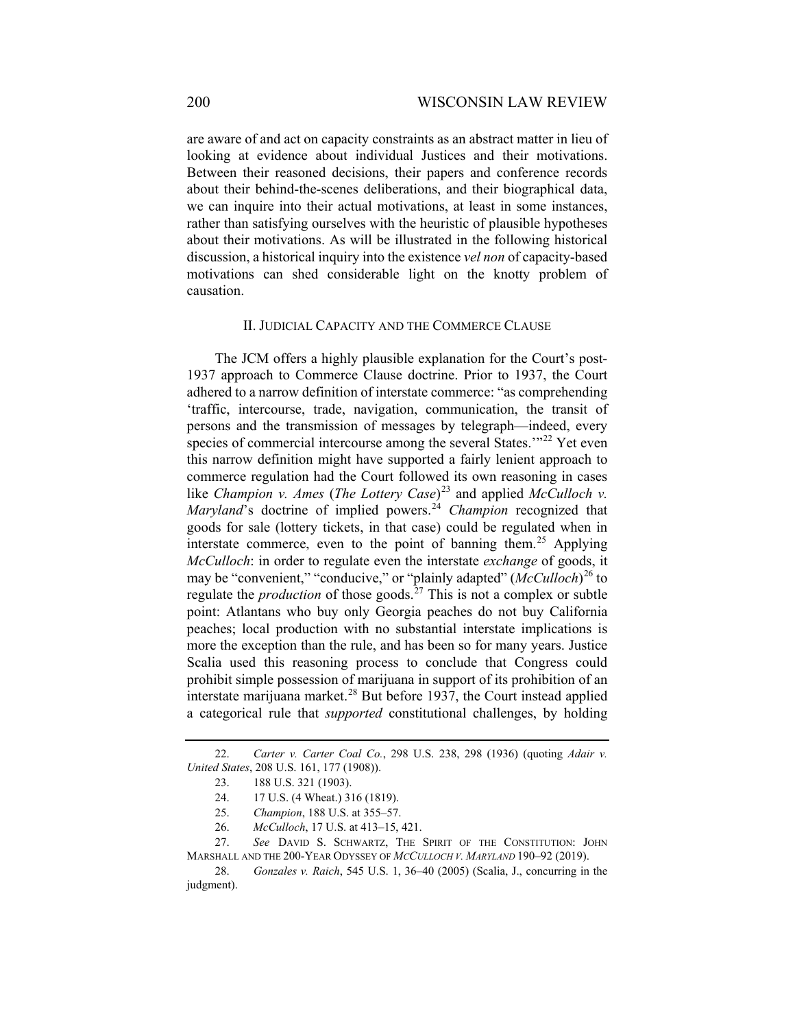are aware of and act on capacity constraints as an abstract matter in lieu of looking at evidence about individual Justices and their motivations. Between their reasoned decisions, their papers and conference records about their behind-the-scenes deliberations, and their biographical data, we can inquire into their actual motivations, at least in some instances, rather than satisfying ourselves with the heuristic of plausible hypotheses about their motivations. As will be illustrated in the following historical discussion, a historical inquiry into the existence *vel non* of capacity-based motivations can shed considerable light on the knotty problem of causation.

## II. JUDICIAL CAPACITY AND THE COMMERCE CLAUSE

The JCM offers a highly plausible explanation for the Court's post-1937 approach to Commerce Clause doctrine. Prior to 1937, the Court adhered to a narrow definition of interstate commerce: "as comprehending 'traffic, intercourse, trade, navigation, communication, the transit of persons and the transmission of messages by telegraph—indeed, every species of commercial intercourse among the several States.'"[22] Yet even this narrow definition might have supported a fairly lenient approach to commerce regulation had the Court followed its own reasoning in cases like *Champion v. Ames* (*The Lottery Case*)[23] and applied *McCulloch v. Maryland*'s doctrine of implied powers.[24] *Champion* recognized that goods for sale (lottery tickets, in that case) could be regulated when in interstate commerce, even to the point of banning them.[25] Applying *McCulloch*: in order to regulate even the interstate *exchange* of goods, it may be "convenient," "conducive," or "plainly adapted" (*McCulloch*)[26] to regulate the *production* of those goods.[27] This is not a complex or subtle point: Atlantans who buy only Georgia peaches do not buy California peaches; local production with no substantial interstate implications is more the exception than the rule, and has been so for many years. Justice Scalia used this reasoning process to conclude that Congress could prohibit simple possession of marijuana in support of its prohibition of an interstate marijuana market.[28] But before 1937, the Court instead applied a categorical rule that *supported* constitutional challenges, by holding

---

22. *Carter v. Carter Coal Co.*, 298 U.S. 238, 298 (1936) (quoting *Adair v. United States*, 208 U.S. 161, 177 (1908)).

23. 188 U.S. 321 (1903).

24. 17 U.S. (4 Wheat.) 316 (1819).

25. *Champion*, 188 U.S. at 355–57.

26. *McCulloch*, 17 U.S. at 413–15, 421.

27. *See* DAVID S. SCHWARTZ, THE SPIRIT OF THE CONSTITUTION: JOHN MARSHALL AND THE 200-YEAR ODYSSEY OF *MCCULLOCH V. MARYLAND* 190–92 (2019).

28. *Gonzales v. Raich*, 545 U.S. 1, 36–40 (2005) (Scalia, J., concurring in the judgment).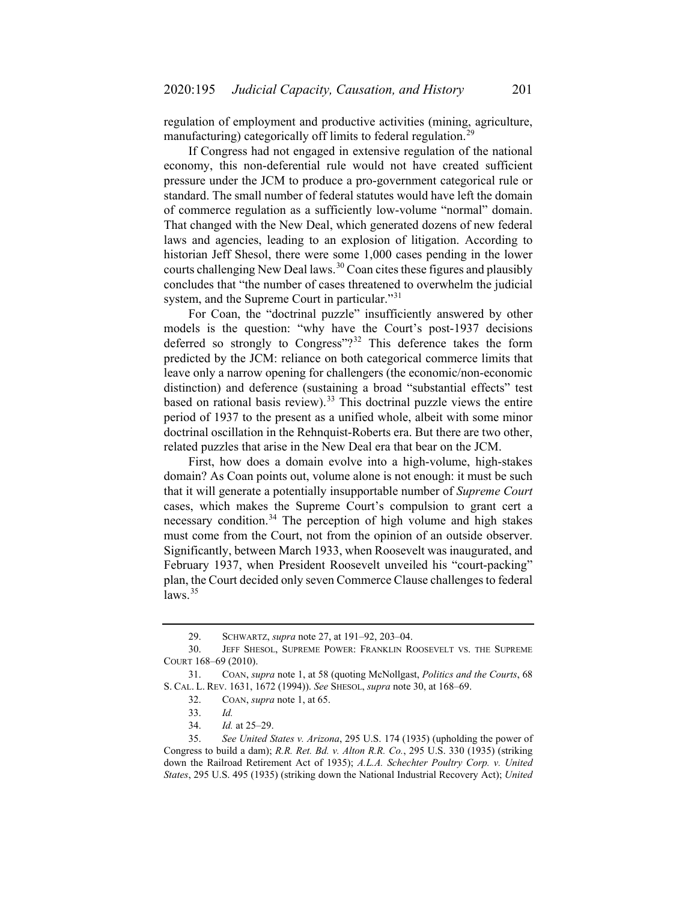regulation of employment and productive activities (mining, agriculture, manufacturing) categorically off limits to federal regulation.[29]

If Congress had not engaged in extensive regulation of the national economy, this non-deferential rule would not have created sufficient pressure under the JCM to produce a pro-government categorical rule or standard. The small number of federal statutes would have left the domain of commerce regulation as a sufficiently low-volume "normal" domain. That changed with the New Deal, which generated dozens of new federal laws and agencies, leading to an explosion of litigation. According to historian Jeff Shesol, there were some 1,000 cases pending in the lower courts challenging New Deal laws.[30] Coan cites these figures and plausibly concludes that "the number of cases threatened to overwhelm the judicial system, and the Supreme Court in particular."[31]

For Coan, the "doctrinal puzzle" insufficiently answered by other models is the question: "why have the Court's post-1937 decisions deferred so strongly to Congress"?[32] This deference takes the form predicted by the JCM: reliance on both categorical commerce limits that leave only a narrow opening for challengers (the economic/non-economic distinction) and deference (sustaining a broad "substantial effects" test based on rational basis review).[33] This doctrinal puzzle views the entire period of 1937 to the present as a unified whole, albeit with some minor doctrinal oscillation in the Rehnquist-Roberts era. But there are two other, related puzzles that arise in the New Deal era that bear on the JCM.

First, how does a domain evolve into a high-volume, high-stakes domain? As Coan points out, volume alone is not enough: it must be such that it will generate a potentially insupportable number of *Supreme Court* cases, which makes the Supreme Court's compulsion to grant cert a necessary condition.[34] The perception of high volume and high stakes must come from the Court, not from the opinion of an outside observer. Significantly, between March 1933, when Roosevelt was inaugurated, and February 1937, when President Roosevelt unveiled his "court-packing" plan, the Court decided only seven Commerce Clause challenges to federal laws.[35]

---

29. SCHWARTZ, *supra* note 27, at 191–92, 203–04.

30. JEFF SHESOL, SUPREME POWER: FRANKLIN ROOSEVELT VS. THE SUPREME COURT 168–69 (2010).

31. COAN, *supra* note 1, at 58 (quoting McNollgast, *Politics and the Courts*, 68 S. CAL. L. REV. 1631, 1672 (1994)). *See* SHESOL, *supra* note 30, at 168–69.

32. COAN, *supra* note 1, at 65.

33. *Id.*

34. *Id.* at 25–29.

35. *See United States v. Arizona*, 295 U.S. 174 (1935) (upholding the power of Congress to build a dam); *R.R. Ret. Bd. v. Alton R.R. Co.*, 295 U.S. 330 (1935) (striking down the Railroad Retirement Act of 1935); *A.L.A. Schechter Poultry Corp. v. United States*, 295 U.S. 495 (1935) (striking down the National Industrial Recovery Act); *United*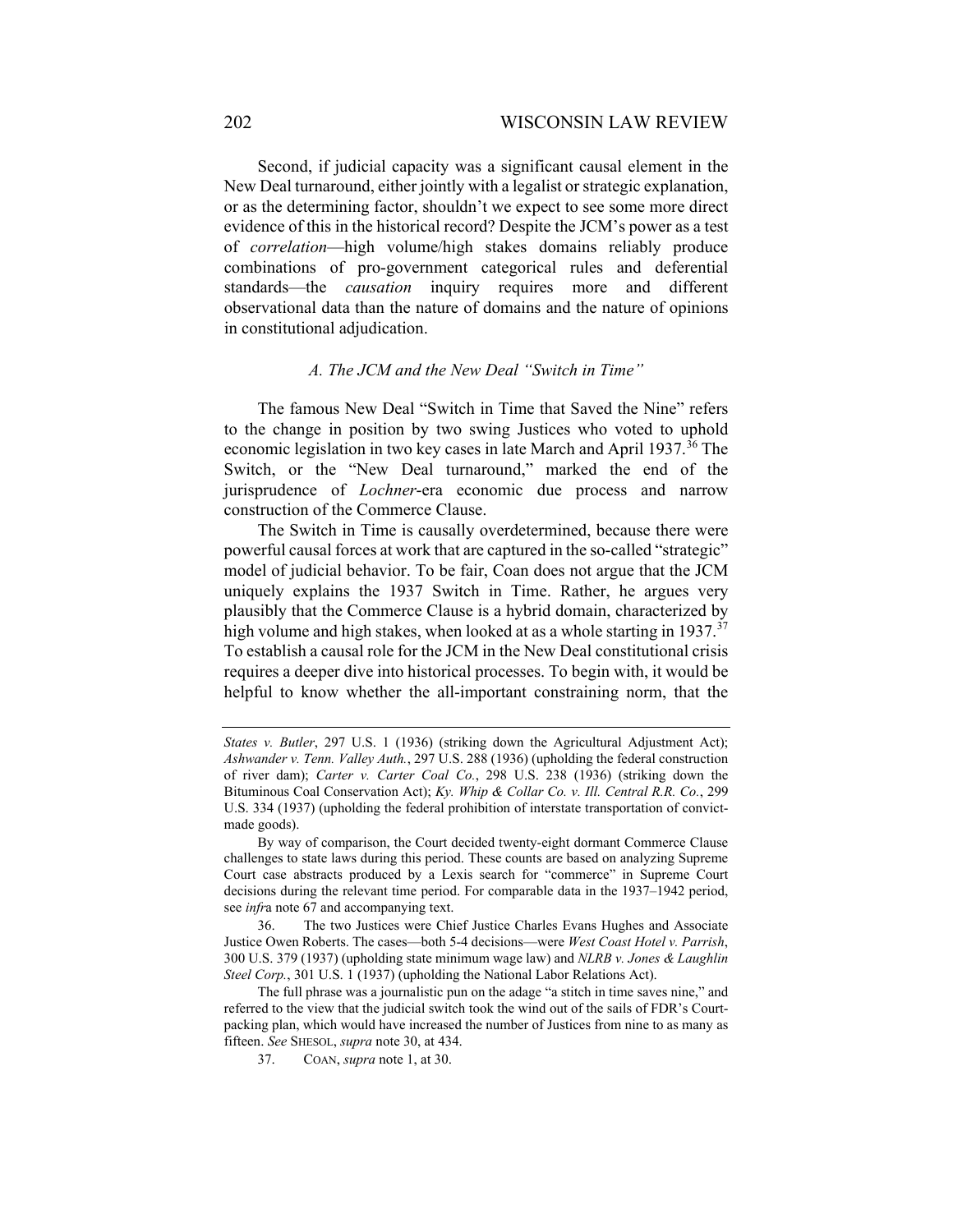Second, if judicial capacity was a significant causal element in the New Deal turnaround, either jointly with a legalist or strategic explanation, or as the determining factor, shouldn't we expect to see some more direct evidence of this in the historical record? Despite the JCM's power as a test of *correlation*—high volume/high stakes domains reliably produce combinations of pro-government categorical rules and deferential standards—the *causation* inquiry requires more and different observational data than the nature of domains and the nature of opinions in constitutional adjudication.

### *A. The JCM and the New Deal "Switch in Time"*

The famous New Deal "Switch in Time that Saved the Nine" refers to the change in position by two swing Justices who voted to uphold economic legislation in two key cases in late March and April 1937.[36] The Switch, or the "New Deal turnaround," marked the end of the jurisprudence of *Lochner*-era economic due process and narrow construction of the Commerce Clause.

The Switch in Time is causally overdetermined, because there were powerful causal forces at work that are captured in the so-called "strategic" model of judicial behavior. To be fair, Coan does not argue that the JCM uniquely explains the 1937 Switch in Time. Rather, he argues very plausibly that the Commerce Clause is a hybrid domain, characterized by high volume and high stakes, when looked at as a whole starting in 1937.[37] To establish a causal role for the JCM in the New Deal constitutional crisis requires a deeper dive into historical processes. To begin with, it would be helpful to know whether the all-important constraining norm, that the

---

*States v. Butler*, 297 U.S. 1 (1936) (striking down the Agricultural Adjustment Act); *Ashwander v. Tenn. Valley Auth.*, 297 U.S. 288 (1936) (upholding the federal construction of river dam); *Carter v. Carter Coal Co.*, 298 U.S. 238 (1936) (striking down the Bituminous Coal Conservation Act); *Ky. Whip & Collar Co. v. Ill. Central R.R. Co.*, 299 U.S. 334 (1937) (upholding the federal prohibition of interstate transportation of convict-made goods).

By way of comparison, the Court decided twenty-eight dormant Commerce Clause challenges to state laws during this period. These counts are based on analyzing Supreme Court case abstracts produced by a Lexis search for "commerce" in Supreme Court decisions during the relevant time period. For comparable data in the 1937–1942 period, see *infra* note 67 and accompanying text.

36. The two Justices were Chief Justice Charles Evans Hughes and Associate Justice Owen Roberts. The cases—both 5-4 decisions—were *West Coast Hotel v. Parrish*, 300 U.S. 379 (1937) (upholding state minimum wage law) and *NLRB v. Jones & Laughlin Steel Corp.*, 301 U.S. 1 (1937) (upholding the National Labor Relations Act).

The full phrase was a journalistic pun on the adage "a stitch in time saves nine," and referred to the view that the judicial switch took the wind out of the sails of FDR's Court-packing plan, which would have increased the number of Justices from nine to as many as fifteen. *See* SHESOL, *supra* note 30, at 434.

37. COAN, *supra* note 1, at 30.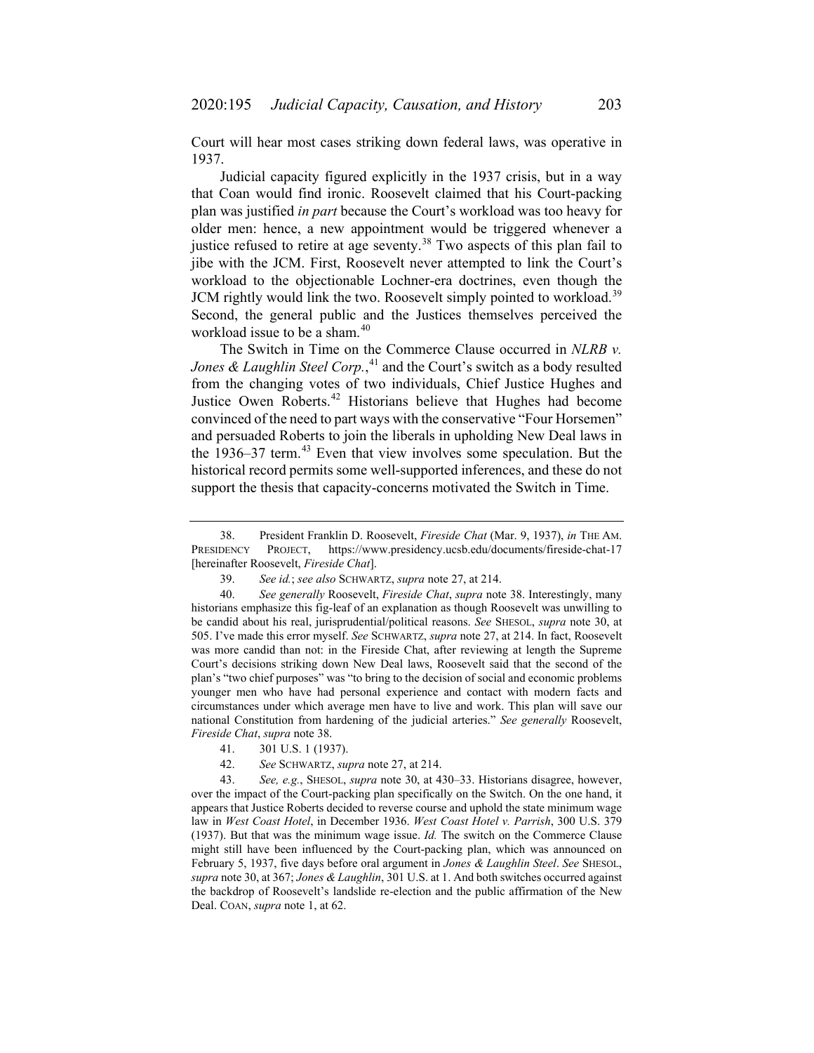Court will hear most cases striking down federal laws, was operative in 1937.

Judicial capacity figured explicitly in the 1937 crisis, but in a way that Coan would find ironic. Roosevelt claimed that his Court-packing plan was justified *in part* because the Court's workload was too heavy for older men: hence, a new appointment would be triggered whenever a justice refused to retire at age seventy.[38] Two aspects of this plan fail to jibe with the JCM. First, Roosevelt never attempted to link the Court's workload to the objectionable Lochner-era doctrines, even though the JCM rightly would link the two. Roosevelt simply pointed to workload.[39] Second, the general public and the Justices themselves perceived the workload issue to be a sham.[40]

The Switch in Time on the Commerce Clause occurred in *NLRB v. Jones & Laughlin Steel Corp.*,[41] and the Court's switch as a body resulted from the changing votes of two individuals, Chief Justice Hughes and Justice Owen Roberts.[42] Historians believe that Hughes had become convinced of the need to part ways with the conservative "Four Horsemen" and persuaded Roberts to join the liberals in upholding New Deal laws in the 1936–37 term.[43] Even that view involves some speculation. But the historical record permits some well-supported inferences, and these do not support the thesis that capacity-concerns motivated the Switch in Time.

---

38. President Franklin D. Roosevelt, *Fireside Chat* (Mar. 9, 1937), *in* THE AM. PRESIDENCY PROJECT, https://www.presidency.ucsb.edu/documents/fireside-chat-17 [hereinafter Roosevelt, *Fireside Chat*].

39. *See id.*; *see also* SCHWARTZ, *supra* note 27, at 214.

40. *See generally* Roosevelt, *Fireside Chat*, *supra* note 38. Interestingly, many historians emphasize this fig-leaf of an explanation as though Roosevelt was unwilling to be candid about his real, jurisprudential/political reasons. *See* SHESOL, *supra* note 30, at 505. I've made this error myself. *See* SCHWARTZ, *supra* note 27, at 214. In fact, Roosevelt was more candid than not: in the Fireside Chat, after reviewing at length the Supreme Court's decisions striking down New Deal laws, Roosevelt said that the second of the plan's "two chief purposes" was "to bring to the decision of social and economic problems younger men who have had personal experience and contact with modern facts and circumstances under which average men have to live and work. This plan will save our national Constitution from hardening of the judicial arteries." *See generally* Roosevelt, *Fireside Chat*, *supra* note 38.

41. 301 U.S. 1 (1937).

42. *See* SCHWARTZ, *supra* note 27, at 214.

43. *See, e.g.*, SHESOL, *supra* note 30, at 430–33. Historians disagree, however, over the impact of the Court-packing plan specifically on the Switch. On the one hand, it appears that Justice Roberts decided to reverse course and uphold the state minimum wage law in *West Coast Hotel*, in December 1936. *West Coast Hotel v. Parrish*, 300 U.S. 379 (1937). But that was the minimum wage issue. *Id.* The switch on the Commerce Clause might still have been influenced by the Court-packing plan, which was announced on February 5, 1937, five days before oral argument in *Jones & Laughlin Steel*. *See* SHESOL, *supra* note 30, at 367; *Jones & Laughlin*, 301 U.S. at 1. And both switches occurred against the backdrop of Roosevelt's landslide re-election and the public affirmation of the New Deal. COAN, *supra* note 1, at 62.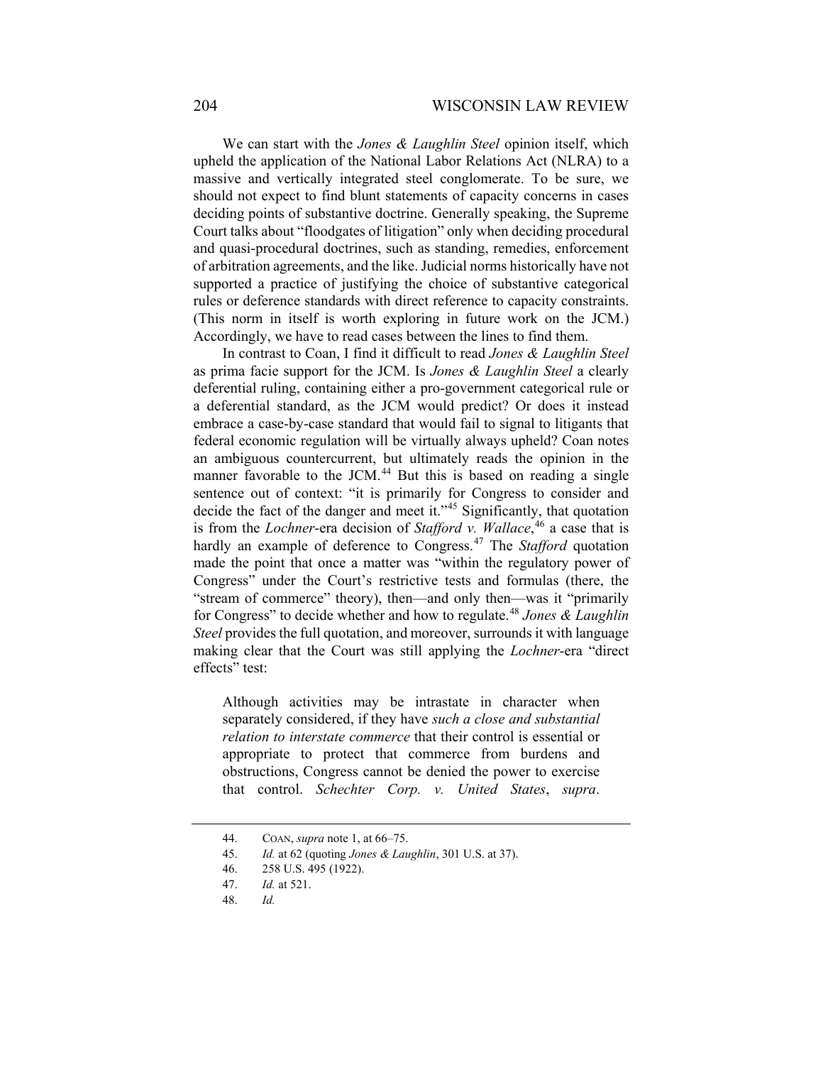We can start with the *Jones & Laughlin Steel* opinion itself, which upheld the application of the National Labor Relations Act (NLRA) to a massive and vertically integrated steel conglomerate. To be sure, we should not expect to find blunt statements of capacity concerns in cases deciding points of substantive doctrine. Generally speaking, the Supreme Court talks about "floodgates of litigation" only when deciding procedural and quasi-procedural doctrines, such as standing, remedies, enforcement of arbitration agreements, and the like. Judicial norms historically have not supported a practice of justifying the choice of substantive categorical rules or deference standards with direct reference to capacity constraints. (This norm in itself is worth exploring in future work on the JCM.) Accordingly, we have to read cases between the lines to find them.

In contrast to Coan, I find it difficult to read *Jones & Laughlin Steel* as prima facie support for the JCM. Is *Jones & Laughlin Steel* a clearly deferential ruling, containing either a pro-government categorical rule or a deferential standard, as the JCM would predict? Or does it instead embrace a case-by-case standard that would fail to signal to litigants that federal economic regulation will be virtually always upheld? Coan notes an ambiguous countercurrent, but ultimately reads the opinion in the manner favorable to the JCM.[44] But this is based on reading a single sentence out of context: "it is primarily for Congress to consider and decide the fact of the danger and meet it."[45] Significantly, that quotation is from the *Lochner*-era decision of *Stafford v. Wallace*,[46] a case that is hardly an example of deference to Congress.[47] The *Stafford* quotation made the point that once a matter was "within the regulatory power of Congress" under the Court's restrictive tests and formulas (there, the "stream of commerce" theory), then—and only then—was it "primarily for Congress" to decide whether and how to regulate.[48] *Jones & Laughlin Steel* provides the full quotation, and moreover, surrounds it with language making clear that the Court was still applying the *Lochner*-era "direct effects" test:

> Although activities may be intrastate in character when separately considered, if they have *such a close and substantial relation to interstate commerce* that their control is essential or appropriate to protect that commerce from burdens and obstructions, Congress cannot be denied the power to exercise that control. *Schechter Corp. v. United States*, *supra*.

---

44. COAN, *supra* note 1, at 66–75.
45. *Id.* at 62 (quoting *Jones & Laughlin*, 301 U.S. at 37).
46. 258 U.S. 495 (1922).
47. *Id.* at 521.
48. *Id.*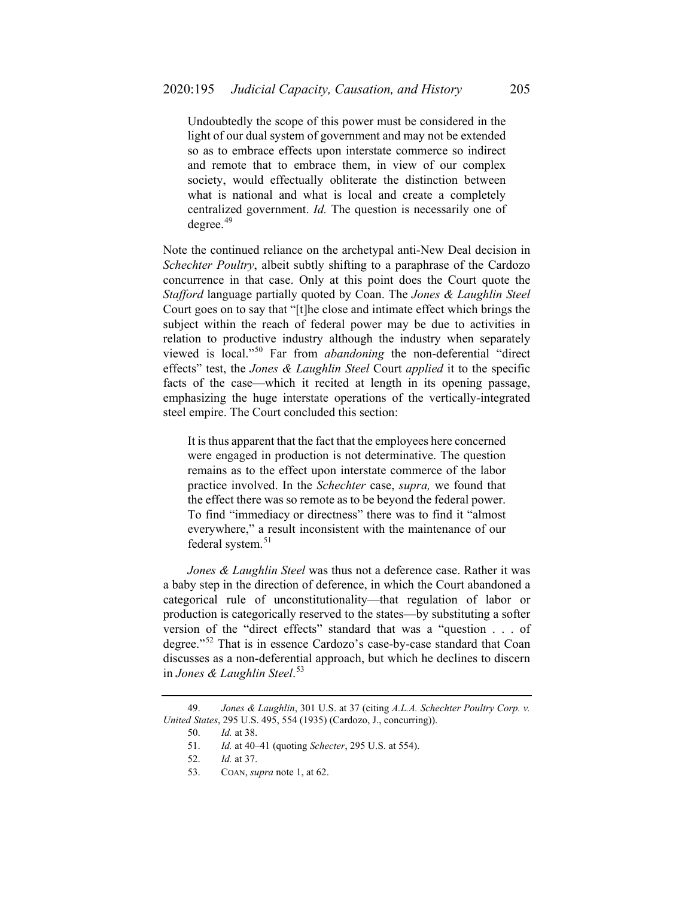> Undoubtedly the scope of this power must be considered in the light of our dual system of government and may not be extended so as to embrace effects upon interstate commerce so indirect and remote that to embrace them, in view of our complex society, would effectually obliterate the distinction between what is national and what is local and create a completely centralized government. *Id.* The question is necessarily one of degree.[49]

Note the continued reliance on the archetypal anti-New Deal decision in *Schechter Poultry*, albeit subtly shifting to a paraphrase of the Cardozo concurrence in that case. Only at this point does the Court quote the *Stafford* language partially quoted by Coan. The *Jones & Laughlin Steel* Court goes on to say that "[t]he close and intimate effect which brings the subject within the reach of federal power may be due to activities in relation to productive industry although the industry when separately viewed is local."[50] Far from *abandoning* the non-deferential "direct effects" test, the *Jones & Laughlin Steel* Court *applied* it to the specific facts of the case—which it recited at length in its opening passage, emphasizing the huge interstate operations of the vertically-integrated steel empire. The Court concluded this section:

> It is thus apparent that the fact that the employees here concerned were engaged in production is not determinative. The question remains as to the effect upon interstate commerce of the labor practice involved. In the *Schechter* case, *supra,* we found that the effect there was so remote as to be beyond the federal power. To find "immediacy or directness" there was to find it "almost everywhere," a result inconsistent with the maintenance of our federal system.[51]

*Jones & Laughlin Steel* was thus not a deference case. Rather it was a baby step in the direction of deference, in which the Court abandoned a categorical rule of unconstitutionality—that regulation of labor or production is categorically reserved to the states—by substituting a softer version of the "direct effects" standard that was a "question . . . of degree."[52] That is in essence Cardozo's case-by-case standard that Coan discusses as a non-deferential approach, but which he declines to discern in *Jones & Laughlin Steel*.[53]

---

49. *Jones & Laughlin*, 301 U.S. at 37 (citing *A.L.A. Schechter Poultry Corp. v. United States*, 295 U.S. 495, 554 (1935) (Cardozo, J., concurring)).

50. *Id.* at 38.

51. *Id.* at 40–41 (quoting *Schecter*, 295 U.S. at 554).

52. *Id.* at 37.

53. COAN, *supra* note 1, at 62.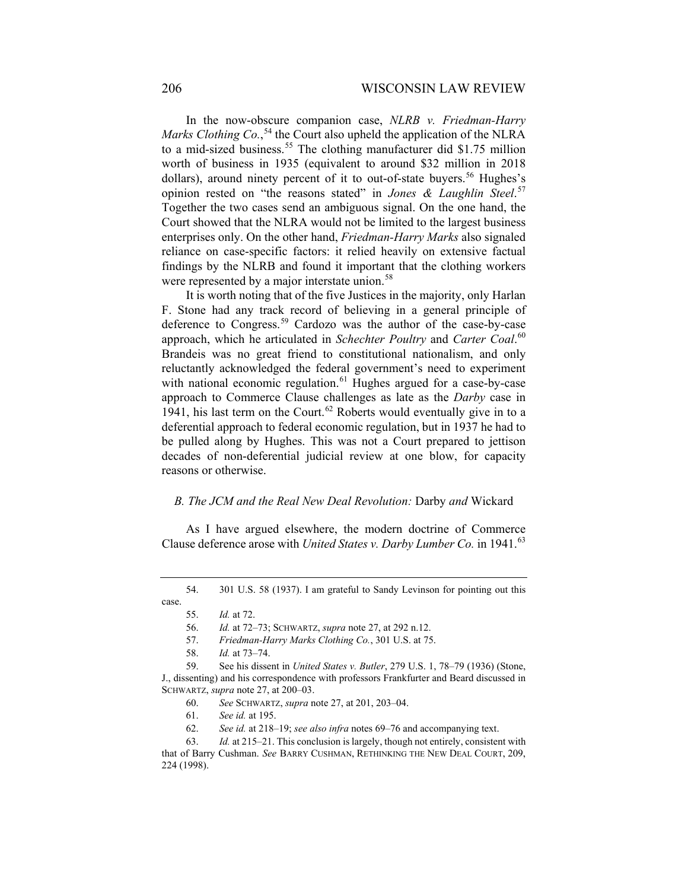In the now-obscure companion case, *NLRB v. Friedman-Harry Marks Clothing Co.*,[54] the Court also upheld the application of the NLRA to a mid-sized business.[55] The clothing manufacturer did $1.75 million worth of business in 1935 (equivalent to around $32 million in 2018 dollars), around ninety percent of it to out-of-state buyers.[56] Hughes's opinion rested on "the reasons stated" in *Jones & Laughlin Steel*.[57] Together the two cases send an ambiguous signal. On the one hand, the Court showed that the NLRA would not be limited to the largest business enterprises only. On the other hand, *Friedman-Harry Marks* also signaled reliance on case-specific factors: it relied heavily on extensive factual findings by the NLRB and found it important that the clothing workers were represented by a major interstate union.[58]

It is worth noting that of the five Justices in the majority, only Harlan F. Stone had any track record of believing in a general principle of deference to Congress.[59] Cardozo was the author of the case-by-case approach, which he articulated in *Schechter Poultry* and *Carter Coal*.[60] Brandeis was no great friend to constitutional nationalism, and only reluctantly acknowledged the federal government's need to experiment with national economic regulation.[61] Hughes argued for a case-by-case approach to Commerce Clause challenges as late as the *Darby* case in 1941, his last term on the Court.[62] Roberts would eventually give in to a deferential approach to federal economic regulation, but in 1937 he had to be pulled along by Hughes. This was not a Court prepared to jettison decades of non-deferential judicial review at one blow, for capacity reasons or otherwise.

### *B. The JCM and the Real New Deal Revolution:* Darby *and* Wickard

As I have argued elsewhere, the modern doctrine of Commerce Clause deference arose with *United States v. Darby Lumber Co.* in 1941.[63]

---

54. 301 U.S. 58 (1937). I am grateful to Sandy Levinson for pointing out this case.

55. *Id.* at 72.

56. *Id.* at 72–73; SCHWARTZ, *supra* note 27, at 292 n.12.

57. *Friedman-Harry Marks Clothing Co.*, 301 U.S. at 75.

58. *Id.* at 73–74.

59. See his dissent in *United States v. Butler*, 279 U.S. 1, 78–79 (1936) (Stone, J., dissenting) and his correspondence with professors Frankfurter and Beard discussed in SCHWARTZ, *supra* note 27, at 200–03.

60. *See* SCHWARTZ, *supra* note 27, at 201, 203–04.

61. *See id.* at 195.

62. *See id.* at 218–19; *see also infra* notes 69–76 and accompanying text.

63. *Id.* at 215–21. This conclusion is largely, though not entirely, consistent with that of Barry Cushman. *See* BARRY CUSHMAN, RETHINKING THE NEW DEAL COURT, 209, 224 (1998).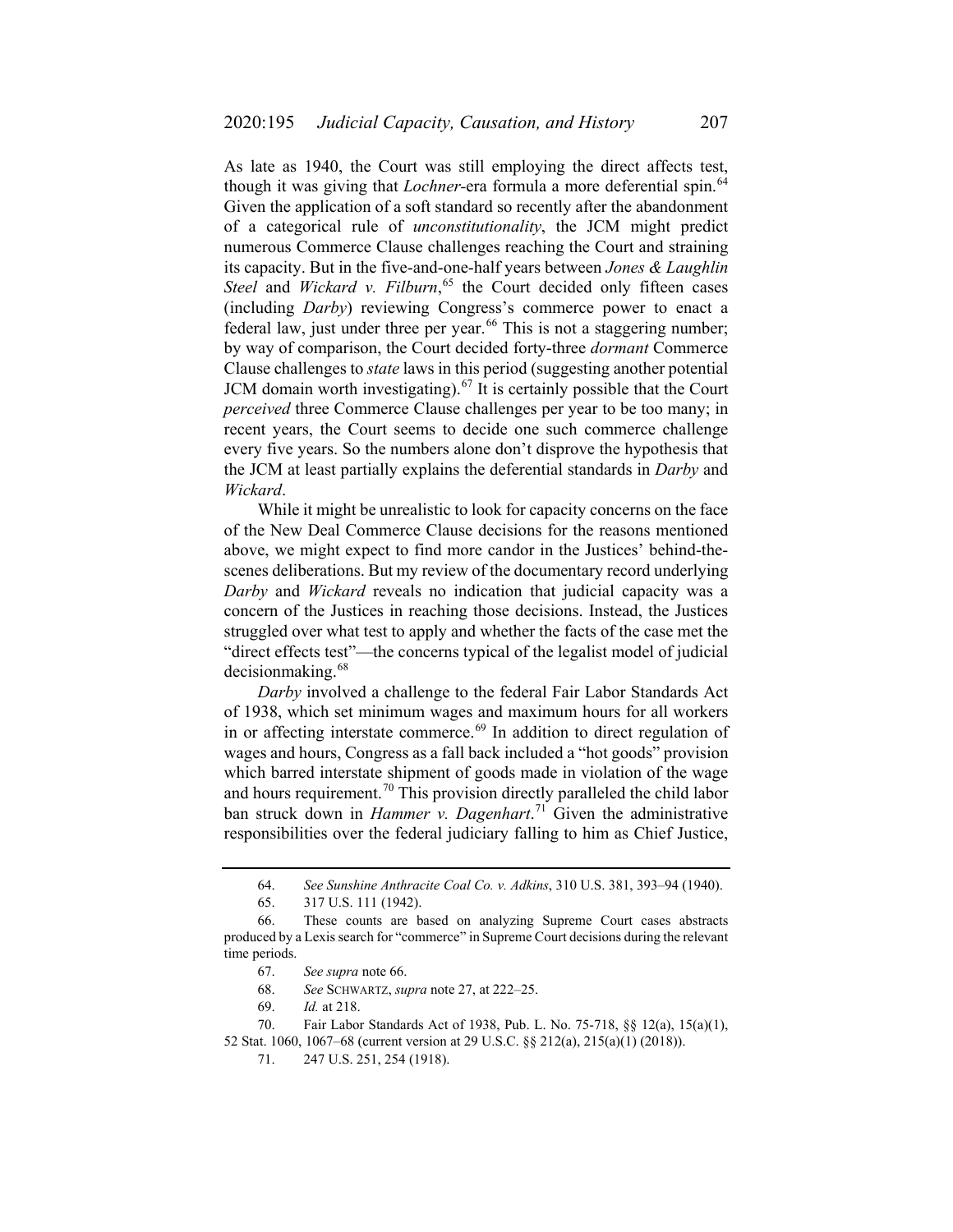As late as 1940, the Court was still employing the direct affects test, though it was giving that *Lochner*-era formula a more deferential spin.[64] Given the application of a soft standard so recently after the abandonment of a categorical rule of *unconstitutionality*, the JCM might predict numerous Commerce Clause challenges reaching the Court and straining its capacity. But in the five-and-one-half years between *Jones & Laughlin Steel* and *Wickard v. Filburn*,[65] the Court decided only fifteen cases (including *Darby*) reviewing Congress's commerce power to enact a federal law, just under three per year.[66] This is not a staggering number; by way of comparison, the Court decided forty-three *dormant* Commerce Clause challenges to *state* laws in this period (suggesting another potential JCM domain worth investigating).[67] It is certainly possible that the Court *perceived* three Commerce Clause challenges per year to be too many; in recent years, the Court seems to decide one such commerce challenge every five years. So the numbers alone don't disprove the hypothesis that the JCM at least partially explains the deferential standards in *Darby* and *Wickard*.

While it might be unrealistic to look for capacity concerns on the face of the New Deal Commerce Clause decisions for the reasons mentioned above, we might expect to find more candor in the Justices' behind-the-scenes deliberations. But my review of the documentary record underlying *Darby* and *Wickard* reveals no indication that judicial capacity was a concern of the Justices in reaching those decisions. Instead, the Justices struggled over what test to apply and whether the facts of the case met the "direct effects test"—the concerns typical of the legalist model of judicial decisionmaking.[68]

*Darby* involved a challenge to the federal Fair Labor Standards Act of 1938, which set minimum wages and maximum hours for all workers in or affecting interstate commerce.[69] In addition to direct regulation of wages and hours, Congress as a fall back included a "hot goods" provision which barred interstate shipment of goods made in violation of the wage and hours requirement.[70] This provision directly paralleled the child labor ban struck down in *Hammer v. Dagenhart*.[71] Given the administrative responsibilities over the federal judiciary falling to him as Chief Justice,

---

64. *See Sunshine Anthracite Coal Co. v. Adkins*, 310 U.S. 381, 393–94 (1940).

65. 317 U.S. 111 (1942).

66. These counts are based on analyzing Supreme Court cases abstracts produced by a Lexis search for "commerce" in Supreme Court decisions during the relevant time periods.

67. *See supra* note 66.

68. *See* SCHWARTZ, *supra* note 27, at 222–25.

69. *Id.* at 218.

70. Fair Labor Standards Act of 1938, Pub. L. No. 75-718, §§ 12(a), 15(a)(1), 52 Stat. 1060, 1067–68 (current version at 29 U.S.C. §§ 212(a), 215(a)(1) (2018)).

71. 247 U.S. 251, 254 (1918).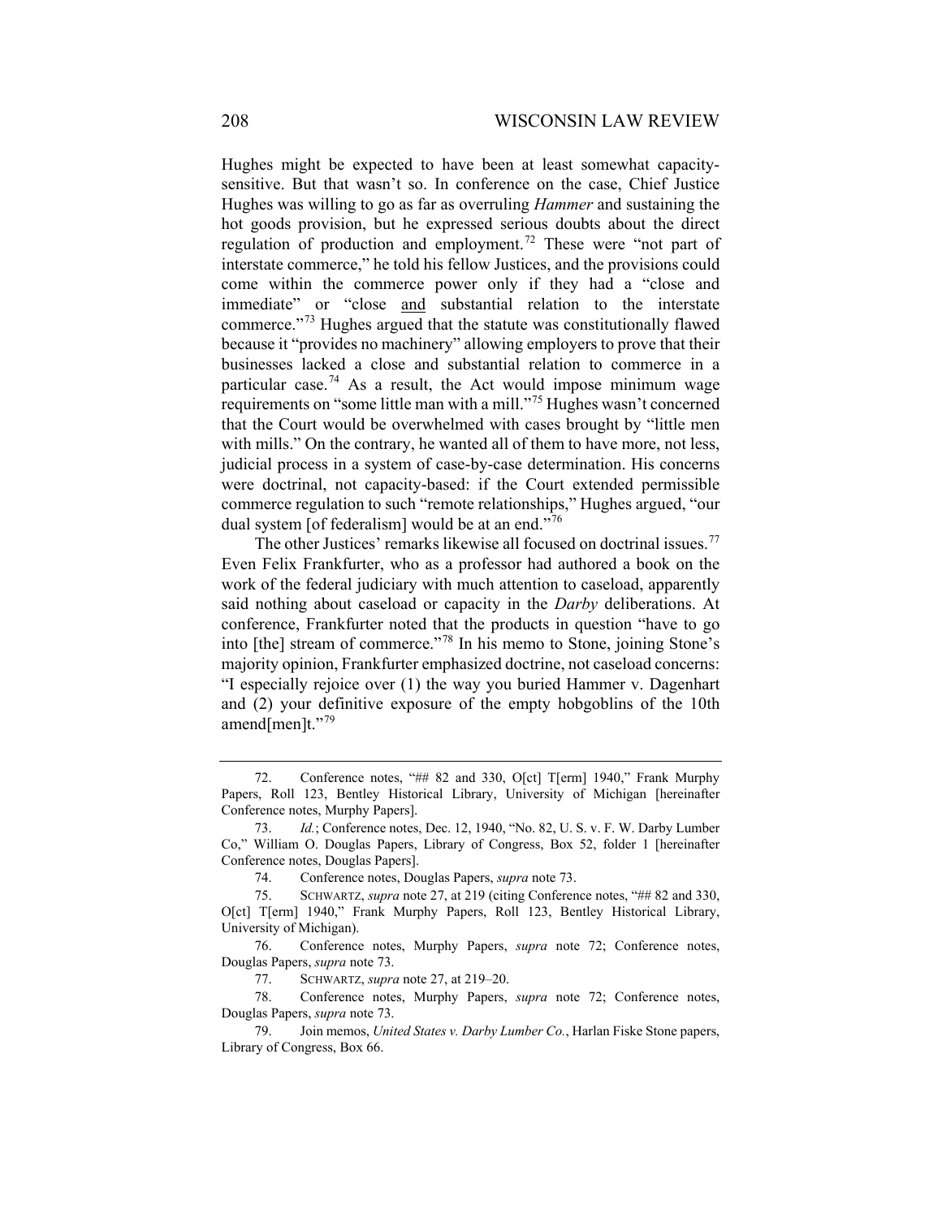Hughes might be expected to have been at least somewhat capacity-sensitive. But that wasn't so. In conference on the case, Chief Justice Hughes was willing to go as far as overruling *Hammer* and sustaining the hot goods provision, but he expressed serious doubts about the direct regulation of production and employment.[72] These were "not part of interstate commerce," he told his fellow Justices, and the provisions could come within the commerce power only if they had a "close and immediate" or "close <u>and</u> substantial relation to the interstate commerce."[73] Hughes argued that the statute was constitutionally flawed because it "provides no machinery" allowing employers to prove that their businesses lacked a close and substantial relation to commerce in a particular case.[74] As a result, the Act would impose minimum wage requirements on "some little man with a mill."[75] Hughes wasn't concerned that the Court would be overwhelmed with cases brought by "little men with mills." On the contrary, he wanted all of them to have more, not less, judicial process in a system of case-by-case determination. His concerns were doctrinal, not capacity-based: if the Court extended permissible commerce regulation to such "remote relationships," Hughes argued, "our dual system [of federalism] would be at an end."[76]

The other Justices' remarks likewise all focused on doctrinal issues.[77] Even Felix Frankfurter, who as a professor had authored a book on the work of the federal judiciary with much attention to caseload, apparently said nothing about caseload or capacity in the *Darby* deliberations. At conference, Frankfurter noted that the products in question "have to go into [the] stream of commerce."[78] In his memo to Stone, joining Stone's majority opinion, Frankfurter emphasized doctrine, not caseload concerns: "I especially rejoice over (1) the way you buried Hammer v. Dagenhart and (2) your definitive exposure of the empty hobgoblins of the 10th amend[men]t."[79]

---

72. Conference notes, "## 82 and 330, O[ct] T[erm] 1940," Frank Murphy Papers, Roll 123, Bentley Historical Library, University of Michigan [hereinafter Conference notes, Murphy Papers].

73. *Id.*; Conference notes, Dec. 12, 1940, "No. 82, U. S. v. F. W. Darby Lumber Co," William O. Douglas Papers, Library of Congress, Box 52, folder 1 [hereinafter Conference notes, Douglas Papers].

74. Conference notes, Douglas Papers, *supra* note 73.

75. SCHWARTZ, *supra* note 27, at 219 (citing Conference notes, "## 82 and 330, O[ct] T[erm] 1940," Frank Murphy Papers, Roll 123, Bentley Historical Library, University of Michigan).

76. Conference notes, Murphy Papers, *supra* note 72; Conference notes, Douglas Papers, *supra* note 73.

77. SCHWARTZ, *supra* note 27, at 219–20.

78. Conference notes, Murphy Papers, *supra* note 72; Conference notes, Douglas Papers, *supra* note 73.

79. Join memos, *United States v. Darby Lumber Co.*, Harlan Fiske Stone papers, Library of Congress, Box 66.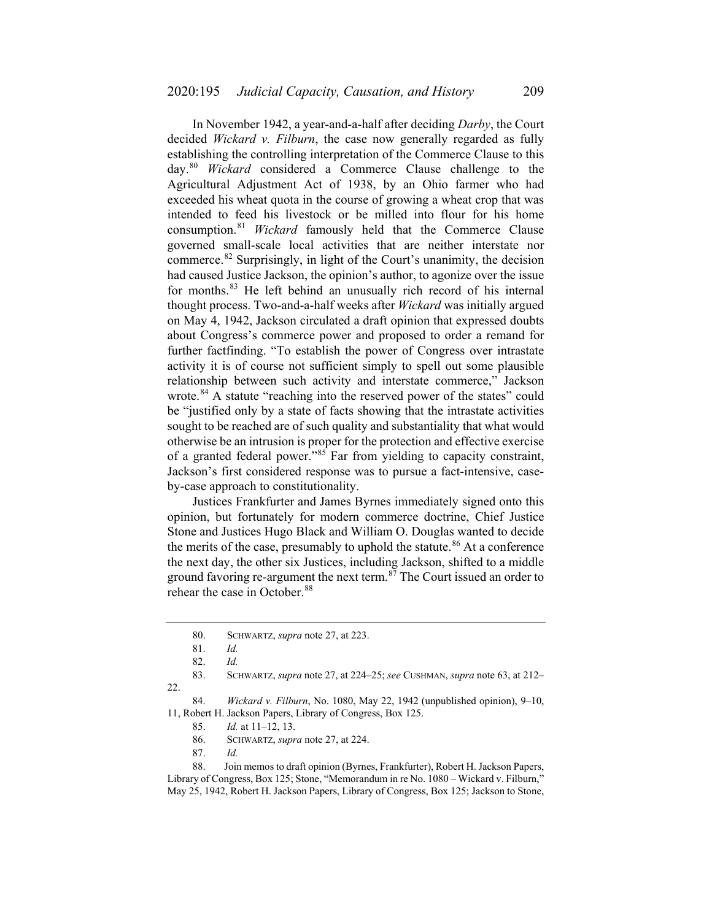In November 1942, a year-and-a-half after deciding *Darby*, the Court decided *Wickard v. Filburn*, the case now generally regarded as fully establishing the controlling interpretation of the Commerce Clause to this day.[80] *Wickard* considered a Commerce Clause challenge to the Agricultural Adjustment Act of 1938, by an Ohio farmer who had exceeded his wheat quota in the course of growing a wheat crop that was intended to feed his livestock or be milled into flour for his home consumption.[81] *Wickard* famously held that the Commerce Clause governed small-scale local activities that are neither interstate nor commerce.[82] Surprisingly, in light of the Court's unanimity, the decision had caused Justice Jackson, the opinion's author, to agonize over the issue for months.[83] He left behind an unusually rich record of his internal thought process. Two-and-a-half weeks after *Wickard* was initially argued on May 4, 1942, Jackson circulated a draft opinion that expressed doubts about Congress's commerce power and proposed to order a remand for further factfinding. "To establish the power of Congress over intrastate activity it is of course not sufficient simply to spell out some plausible relationship between such activity and interstate commerce," Jackson wrote.[84] A statute "reaching into the reserved power of the states" could be "justified only by a state of facts showing that the intrastate activities sought to be reached are of such quality and substantiality that what would otherwise be an intrusion is proper for the protection and effective exercise of a granted federal power."[85] Far from yielding to capacity constraint, Jackson's first considered response was to pursue a fact-intensive, case-by-case approach to constitutionality.

Justices Frankfurter and James Byrnes immediately signed onto this opinion, but fortunately for modern commerce doctrine, Chief Justice Stone and Justices Hugo Black and William O. Douglas wanted to decide the merits of the case, presumably to uphold the statute.[86] At a conference the next day, the other six Justices, including Jackson, shifted to a middle ground favoring re-argument the next term.[87] The Court issued an order to rehear the case in October.[88]

---

80. SCHWARTZ, *supra* note 27, at 223.

81. *Id.*

82. *Id.*

83. SCHWARTZ, *supra* note 27, at 224–25; *see* CUSHMAN, *supra* note 63, at 212–22.

84. *Wickard v. Filburn*, No. 1080, May 22, 1942 (unpublished opinion), 9–10, 11, Robert H. Jackson Papers, Library of Congress, Box 125.

85. *Id.* at 11–12, 13.

86. SCHWARTZ, *supra* note 27, at 224.

87. *Id.*

88. Join memos to draft opinion (Byrnes, Frankfurter), Robert H. Jackson Papers, Library of Congress, Box 125; Stone, "Memorandum in re No. 1080 – Wickard v. Filburn," May 25, 1942, Robert H. Jackson Papers, Library of Congress, Box 125; Jackson to Stone,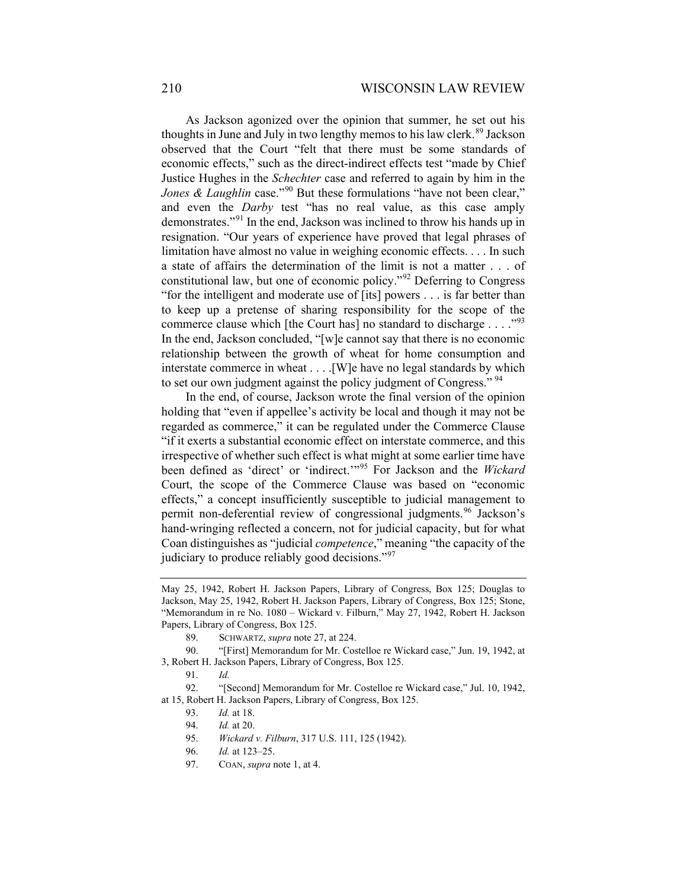As Jackson agonized over the opinion that summer, he set out his thoughts in June and July in two lengthy memos to his law clerk.[89] Jackson observed that the Court "felt that there must be some standards of economic effects," such as the direct-indirect effects test "made by Chief Justice Hughes in the *Schechter* case and referred to again by him in the *Jones & Laughlin* case."[90] But these formulations "have not been clear," and even the *Darby* test "has no real value, as this case amply demonstrates."[91] In the end, Jackson was inclined to throw his hands up in resignation. "Our years of experience have proved that legal phrases of limitation have almost no value in weighing economic effects. . . . In such a state of affairs the determination of the limit is not a matter . . . of constitutional law, but one of economic policy."[92] Deferring to Congress "for the intelligent and moderate use of [its] powers . . . is far better than to keep up a pretense of sharing responsibility for the scope of the commerce clause which [the Court has] no standard to discharge . . . ."[93] In the end, Jackson concluded, "[w]e cannot say that there is no economic relationship between the growth of wheat for home consumption and interstate commerce in wheat . . . .[W]e have no legal standards by which to set our own judgment against the policy judgment of Congress."[94]

In the end, of course, Jackson wrote the final version of the opinion holding that "even if appellee's activity be local and though it may not be regarded as commerce," it can be regulated under the Commerce Clause "if it exerts a substantial economic effect on interstate commerce, and this irrespective of whether such effect is what might at some earlier time have been defined as 'direct' or 'indirect.'"[95] For Jackson and the *Wickard* Court, the scope of the Commerce Clause was based on "economic effects," a concept insufficiently susceptible to judicial management to permit non-deferential review of congressional judgments.[96] Jackson's hand-wringing reflected a concern, not for judicial capacity, but for what Coan distinguishes as "judicial *competence*," meaning "the capacity of the judiciary to produce reliably good decisions."[97]

---

May 25, 1942, Robert H. Jackson Papers, Library of Congress, Box 125; Douglas to Jackson, May 25, 1942, Robert H. Jackson Papers, Library of Congress, Box 125; Stone, "Memorandum in re No. 1080 – Wickard v. Filburn," May 27, 1942, Robert H. Jackson Papers, Library of Congress, Box 125.

89. SCHWARTZ, *supra* note 27, at 224.

90. "[First] Memorandum for Mr. Costelloe re Wickard case," Jun. 19, 1942, at 3, Robert H. Jackson Papers, Library of Congress, Box 125.

91. *Id.*

92. "[Second] Memorandum for Mr. Costelloe re Wickard case," Jul. 10, 1942, at 15, Robert H. Jackson Papers, Library of Congress, Box 125.

93. *Id.* at 18.

94. *Id.* at 20.

95. *Wickard v. Filburn*, 317 U.S. 111, 125 (1942).

96. *Id.* at 123–25.

97. COAN, *supra* note 1, at 4.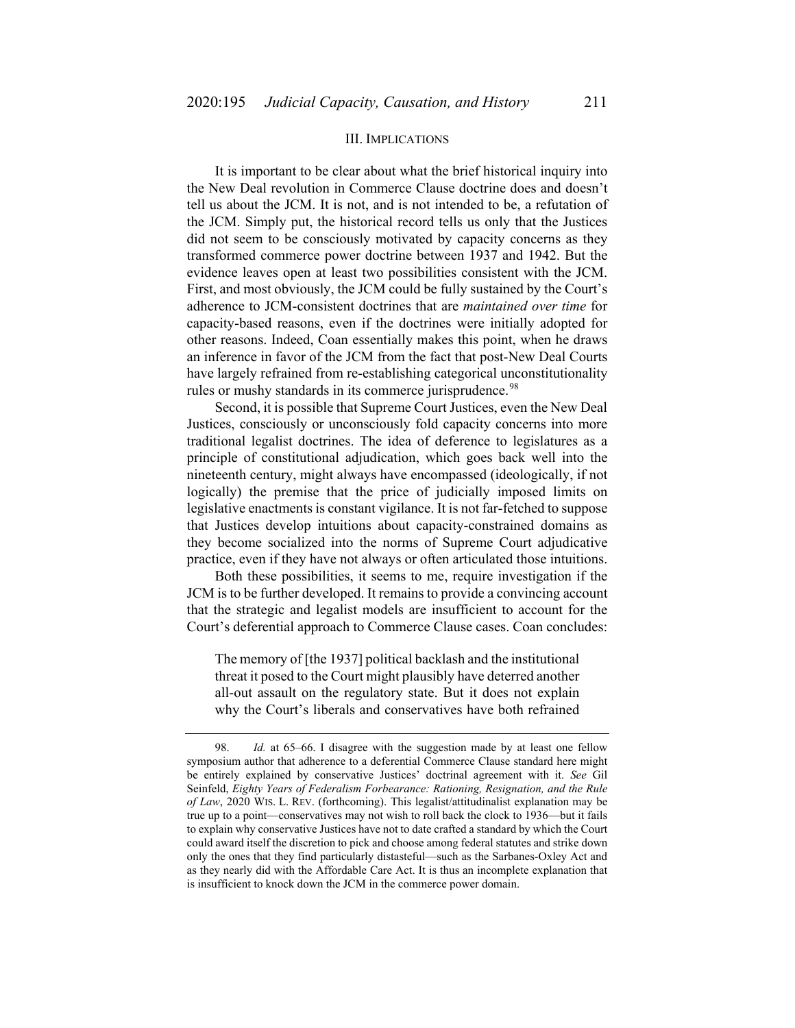## III. IMPLICATIONS

It is important to be clear about what the brief historical inquiry into the New Deal revolution in Commerce Clause doctrine does and doesn't tell us about the JCM. It is not, and is not intended to be, a refutation of the JCM. Simply put, the historical record tells us only that the Justices did not seem to be consciously motivated by capacity concerns as they transformed commerce power doctrine between 1937 and 1942. But the evidence leaves open at least two possibilities consistent with the JCM. First, and most obviously, the JCM could be fully sustained by the Court's adherence to JCM-consistent doctrines that are *maintained over time* for capacity-based reasons, even if the doctrines were initially adopted for other reasons. Indeed, Coan essentially makes this point, when he draws an inference in favor of the JCM from the fact that post-New Deal Courts have largely refrained from re-establishing categorical unconstitutionality rules or mushy standards in its commerce jurisprudence.[98]

Second, it is possible that Supreme Court Justices, even the New Deal Justices, consciously or unconsciously fold capacity concerns into more traditional legalist doctrines. The idea of deference to legislatures as a principle of constitutional adjudication, which goes back well into the nineteenth century, might always have encompassed (ideologically, if not logically) the premise that the price of judicially imposed limits on legislative enactments is constant vigilance. It is not far-fetched to suppose that Justices develop intuitions about capacity-constrained domains as they become socialized into the norms of Supreme Court adjudicative practice, even if they have not always or often articulated those intuitions.

Both these possibilities, it seems to me, require investigation if the JCM is to be further developed. It remains to provide a convincing account that the strategic and legalist models are insufficient to account for the Court's deferential approach to Commerce Clause cases. Coan concludes:

> The memory of [the 1937] political backlash and the institutional threat it posed to the Court might plausibly have deterred another all-out assault on the regulatory state. But it does not explain why the Court's liberals and conservatives have both refrained

---

98. *Id.* at 65–66. I disagree with the suggestion made by at least one fellow symposium author that adherence to a deferential Commerce Clause standard here might be entirely explained by conservative Justices' doctrinal agreement with it. *See* Gil Seinfeld, *Eighty Years of Federalism Forbearance: Rationing, Resignation, and the Rule of Law*, 2020 WIS. L. REV. (forthcoming). This legalist/attitudinalist explanation may be true up to a point—conservatives may not wish to roll back the clock to 1936—but it fails to explain why conservative Justices have not to date crafted a standard by which the Court could award itself the discretion to pick and choose among federal statutes and strike down only the ones that they find particularly distasteful—such as the Sarbanes-Oxley Act and as they nearly did with the Affordable Care Act. It is thus an incomplete explanation that is insufficient to knock down the JCM in the commerce power domain.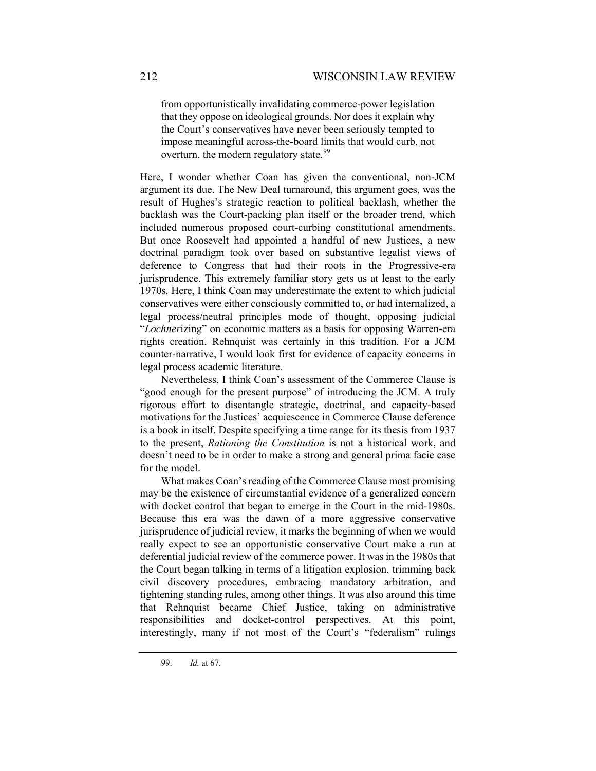> from opportunistically invalidating commerce-power legislation that they oppose on ideological grounds. Nor does it explain why the Court's conservatives have never been seriously tempted to impose meaningful across-the-board limits that would curb, not overturn, the modern regulatory state.[99]

Here, I wonder whether Coan has given the conventional, non-JCM argument its due. The New Deal turnaround, this argument goes, was the result of Hughes's strategic reaction to political backlash, whether the backlash was the Court-packing plan itself or the broader trend, which included numerous proposed court-curbing constitutional amendments. But once Roosevelt had appointed a handful of new Justices, a new doctrinal paradigm took over based on substantive legalist views of deference to Congress that had their roots in the Progressive-era jurisprudence. This extremely familiar story gets us at least to the early 1970s. Here, I think Coan may underestimate the extent to which judicial conservatives were either consciously committed to, or had internalized, a legal process/neutral principles mode of thought, opposing judicial "*Lochner*izing" on economic matters as a basis for opposing Warren-era rights creation. Rehnquist was certainly in this tradition. For a JCM counter-narrative, I would look first for evidence of capacity concerns in legal process academic literature.

Nevertheless, I think Coan's assessment of the Commerce Clause is "good enough for the present purpose" of introducing the JCM. A truly rigorous effort to disentangle strategic, doctrinal, and capacity-based motivations for the Justices' acquiescence in Commerce Clause deference is a book in itself. Despite specifying a time range for its thesis from 1937 to the present, *Rationing the Constitution* is not a historical work, and doesn't need to be in order to make a strong and general prima facie case for the model.

What makes Coan's reading of the Commerce Clause most promising may be the existence of circumstantial evidence of a generalized concern with docket control that began to emerge in the Court in the mid-1980s. Because this era was the dawn of a more aggressive conservative jurisprudence of judicial review, it marks the beginning of when we would really expect to see an opportunistic conservative Court make a run at deferential judicial review of the commerce power. It was in the 1980s that the Court began talking in terms of a litigation explosion, trimming back civil discovery procedures, embracing mandatory arbitration, and tightening standing rules, among other things. It was also around this time that Rehnquist became Chief Justice, taking on administrative responsibilities and docket-control perspectives. At this point, interestingly, many if not most of the Court's "federalism" rulings

99. *Id.* at 67.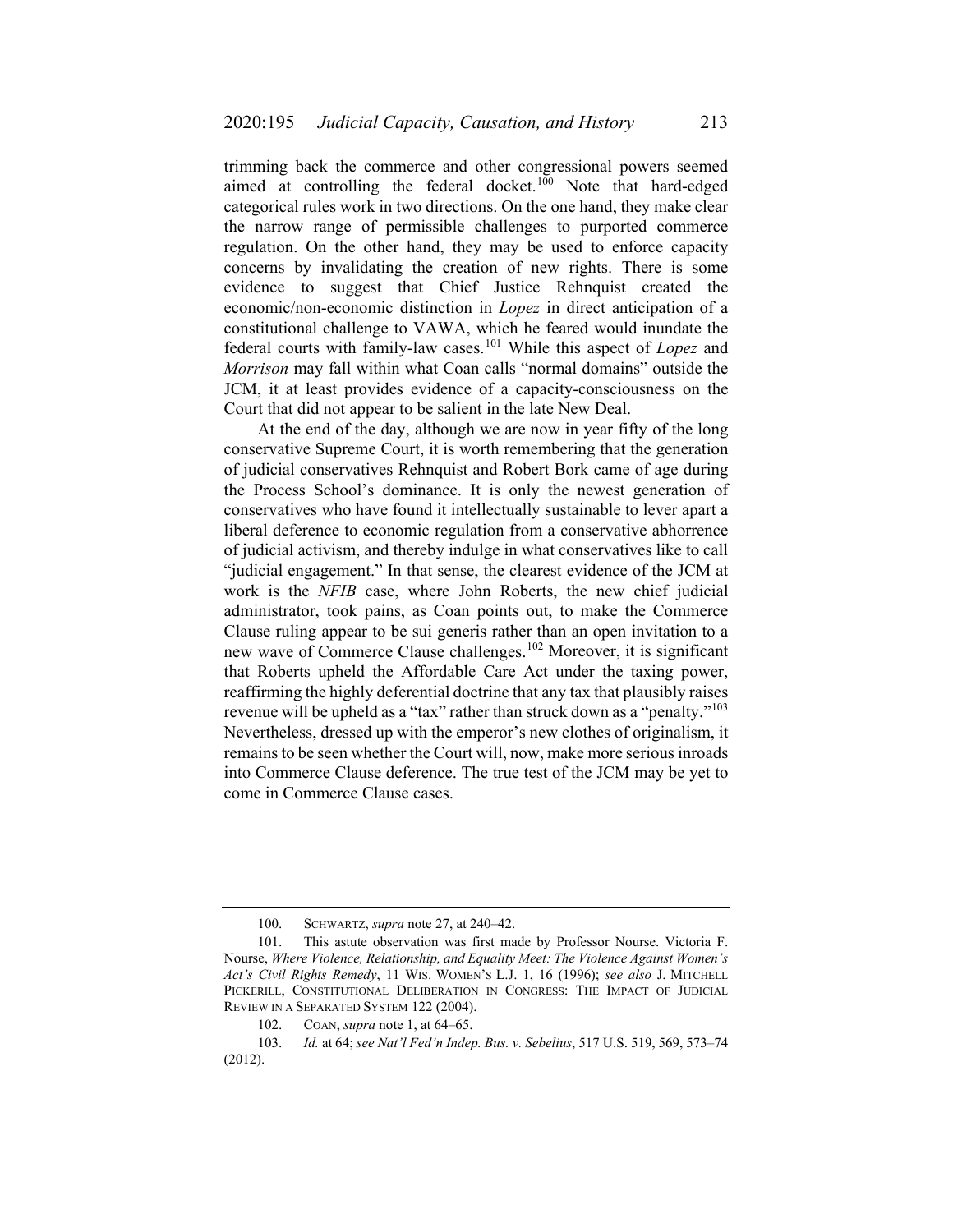trimming back the commerce and other congressional powers seemed aimed at controlling the federal docket.[100] Note that hard-edged categorical rules work in two directions. On the one hand, they make clear the narrow range of permissible challenges to purported commerce regulation. On the other hand, they may be used to enforce capacity concerns by invalidating the creation of new rights. There is some evidence to suggest that Chief Justice Rehnquist created the economic/non-economic distinction in *Lopez* in direct anticipation of a constitutional challenge to VAWA, which he feared would inundate the federal courts with family-law cases.[101] While this aspect of *Lopez* and *Morrison* may fall within what Coan calls "normal domains" outside the JCM, it at least provides evidence of a capacity-consciousness on the Court that did not appear to be salient in the late New Deal.

At the end of the day, although we are now in year fifty of the long conservative Supreme Court, it is worth remembering that the generation of judicial conservatives Rehnquist and Robert Bork came of age during the Process School's dominance. It is only the newest generation of conservatives who have found it intellectually sustainable to lever apart a liberal deference to economic regulation from a conservative abhorrence of judicial activism, and thereby indulge in what conservatives like to call "judicial engagement." In that sense, the clearest evidence of the JCM at work is the *NFIB* case, where John Roberts, the new chief judicial administrator, took pains, as Coan points out, to make the Commerce Clause ruling appear to be sui generis rather than an open invitation to a new wave of Commerce Clause challenges.[102] Moreover, it is significant that Roberts upheld the Affordable Care Act under the taxing power, reaffirming the highly deferential doctrine that any tax that plausibly raises revenue will be upheld as a "tax" rather than struck down as a "penalty."[103] Nevertheless, dressed up with the emperor's new clothes of originalism, it remains to be seen whether the Court will, now, make more serious inroads into Commerce Clause deference. The true test of the JCM may be yet to come in Commerce Clause cases.

---

100. SCHWARTZ, *supra* note 27, at 240–42.

101. This astute observation was first made by Professor Nourse. Victoria F. Nourse, *Where Violence, Relationship, and Equality Meet: The Violence Against Women's Act's Civil Rights Remedy*, 11 WIS. WOMEN'S L.J. 1, 16 (1996); *see also* J. MITCHELL PICKERILL, CONSTITUTIONAL DELIBERATION IN CONGRESS: THE IMPACT OF JUDICIAL REVIEW IN A SEPARATED SYSTEM 122 (2004).

102. COAN, *supra* note 1, at 64–65.

103. *Id.* at 64; *see Nat'l Fed'n Indep. Bus. v. Sebelius*, 517 U.S. 519, 569, 573–74 (2012).